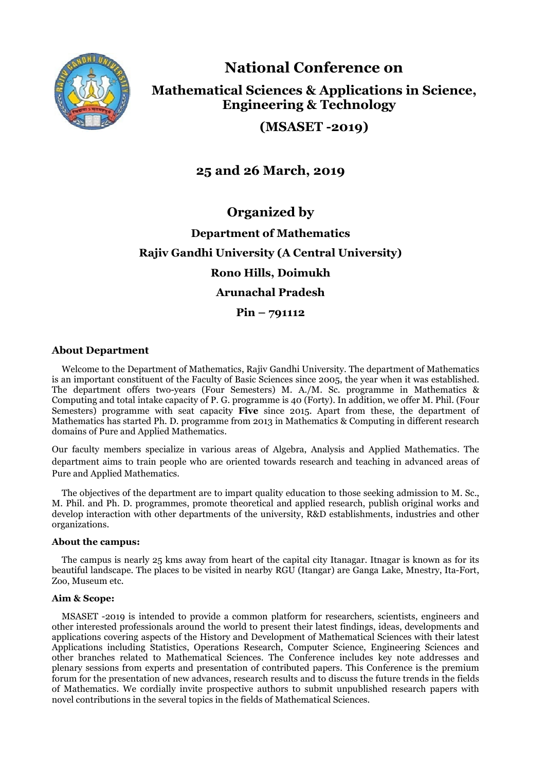# National Conference on

## Mathematical Sciences & Applications in Science, Engineering & Technology

## (MSASET -2019)

### 25 and 26 March, 2019

### Organized by

**Department of Mathematics**

**Rajiv Gandhi University (A Central University)**

**Rono Hills, Doimukh**

**Arunachal Pradesh**

**Pin – 791112**

### About Department

Welcome to the Department of Mathematics, Rajiv Gandhi University. The department of Mathematics is an important constituent of the Faculty of Basic Sciences since 2005, the year when it was established. The department offers two-years (Four Semesters) M. A./M. Sc. programme in Mathematics & Computing and total intake capacity of P. G. programme is 40 (Forty). In addition, we offer M. Phil. (Four Semesters) programme with seat capacity **Five** since 2015. Apart from these, the department of Mathematics has started Ph. D. programme from 2013 in Mathematics & Computing in different research domains of Pure and Applied Mathematics.

Our faculty members specialize in various areas of Algebra, Analysis and Applied Mathematics. The department aims to train people who are oriented towards research and teaching in advanced areas of Pure and Applied Mathematics.

The objectives of the department are to impart quality education to those seeking admission to M. Sc., M. Phil. and Ph. D. programmes, promote theoretical and applied research, publish original works and develop interaction with other departments of the university, R&D establishments, industries and other organizations.

#### About the campus:

The campus is nearly 25 kms away from heart of the capital city Itanagar. Itnagar is known as for its beautiful landscape. The places to be visited in nearby RGU (Itangar) are Ganga Lake, Mnestry, Ita-Fort, Zoo, Museum etc.

#### Aim & Scope:

MSASET -2019 is intended to provide a common platform for researchers, scientists, engineers and other interested professionals around the world to present their latest findings, ideas, developments and applications covering aspects of the History and Development of Mathematical Sciences with their latest Applications including Statistics, Operations Research, Computer Science, Engineering Sciences and other branches related to Mathematical Sciences. The Conference includes key note addresses and plenary sessions from experts and presentation of contributed papers. This Conference is the premium forum for the presentation of new advances, research results and to discuss the future trends in the fields of Mathematics. We cordially invite prospective authors to submit unpublished research papers with novel contributions in the several topics in the fields of Mathematical Sciences.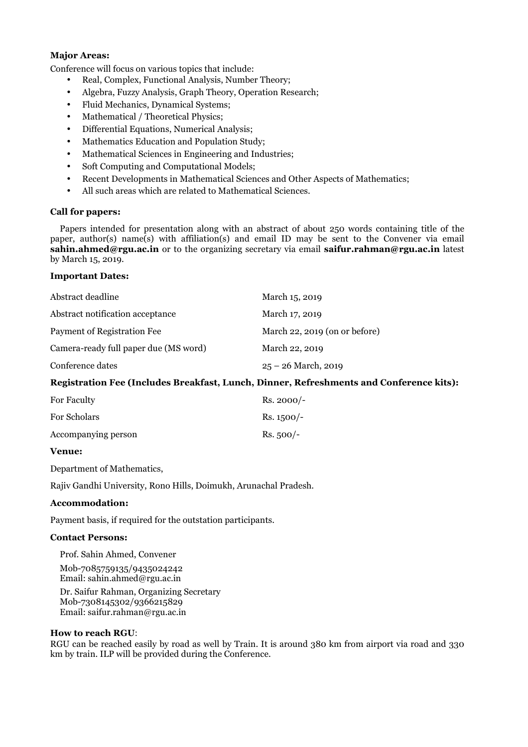**Major Areas:**

Conference will focus on various topics that include:

- Real, Complex, Functional Analysis, Number Theory;
- Algebra, Fuzzy Analysis, Graph Theory, Operation Research;
- Fluid Mechanics, Dynamical Systems;
- Mathematical / Theoretical Physics;
- Differential Equations, Numerical Analysis;
- Mathematics Education and Population Study;
- Mathematical Sciences in Engineering and Industries;
- Soft Computing and Computational Models;
- Recent Developments in Mathematical Sciences and Other Aspects of Mathematics;
- All such areas which are related to Mathematical Sciences.

**Call for papers:**

Papers intended for presentation along with an abstract of about 250 words containing title of the paper, author(s) name(s) with affiliation(s) and email ID may be sent to the Convener via email **sahin.ahmed@rgu.ac.in** or to the organizing secretary via email **saifur.rahman@rgu.ac.in** latest by March 15, 2019.

**Important Dates:**

| | |
|---|---|
| Abstract deadline | March 15, 2019 |
| Abstract notification acceptance | March 17, 2019 |
| Payment of Registration Fee | March 22, 2019 (on or before) |
| Camera-ready full paper due (MS word) | March 22, 2019 |
| Conference dates | 25 – 26 March, 2019 |

**Registration Fee (Includes Breakfast, Lunch, Dinner, Refreshments and Conference kits):**

| | |
|---|---|
| For Faculty | Rs. 2000/- |
| For Scholars | Rs. 1500/- |
| Accompanying person | Rs. 500/- |

**Venue:**

Department of Mathematics,

Rajiv Gandhi University, Rono Hills, Doimukh, Arunachal Pradesh.

**Accommodation:**

Payment basis, if required for the outstation participants.

**Contact Persons:**

Prof. Sahin Ahmed, Convener
Mob-7085759135/9435024242
Email: sahin.ahmed@rgu.ac.in

Dr. Saifur Rahman, Organizing Secretary
Mob-7308145302/9366215829
Email: saifur.rahman@rgu.ac.in

**How to reach RGU**:

RGU can be reached easily by road as well by Train. It is around 380 km from airport via road and 330 km by train. ILP will be provided during the Conference.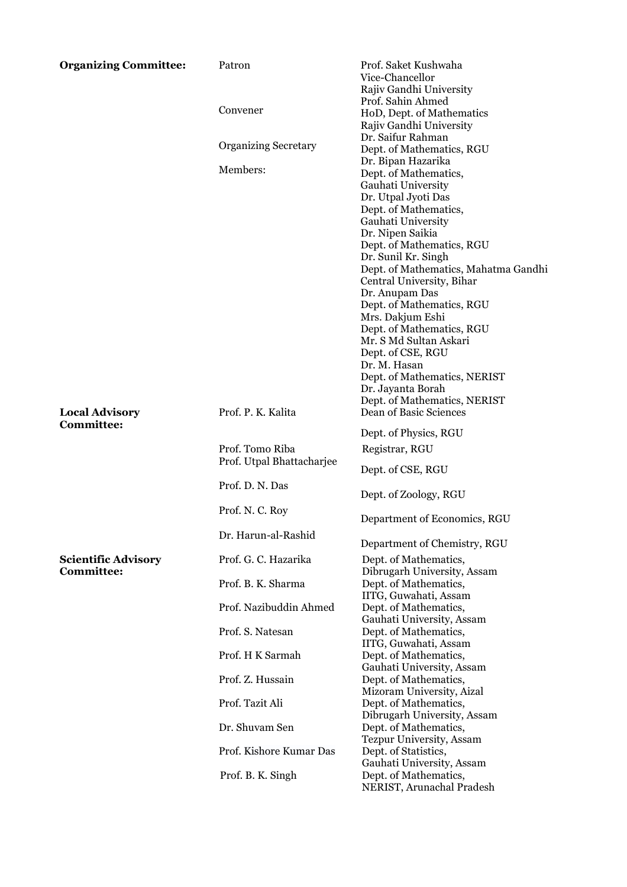**Organizing Committee:**

| | | |
|---|---|---|
| **Organizing Committee:** | Patron | Prof. Saket Kushwaha<br>Vice-Chancellor<br>Rajiv Gandhi University |
| | Convener | Prof. Sahin Ahmed<br>HoD, Dept. of Mathematics<br>Rajiv Gandhi University |
| | Organizing Secretary | Dr. Saifur Rahman<br>Dept. of Mathematics, RGU |
| | Members: | Dr. Bipan Hazarika<br>Dept. of Mathematics,<br>Gauhati University |
| | | Dr. Utpal Jyoti Das<br>Dept. of Mathematics,<br>Gauhati University |
| | | Dr. Nipen Saikia<br>Dept. of Mathematics, RGU |
| | | Dr. Sunil Kr. Singh<br>Dept. of Mathematics, Mahatma Gandhi Central University, Bihar |
| | | Dr. Anupam Das<br>Dept. of Mathematics, RGU |
| | | Mrs. Dakjum Eshi<br>Dept. of Mathematics, RGU |
| | | Mr. S Md Sultan Askari<br>Dept. of CSE, RGU |
| | | Dr. M. Hasan<br>Dept. of Mathematics, NERIST |
| | | Dr. Jayanta Borah<br>Dept. of Mathematics, NERIST |
| **Local Advisory Committee:** | Prof. P. K. Kalita | Dean of Basic Sciences<br>Dept. of Physics, RGU |
| | Prof. Tomo Riba | Registrar, RGU |
| | Prof. Utpal Bhattacharjee | Dept. of CSE, RGU |
| | Prof. D. N. Das | Dept. of Zoology, RGU |
| | Prof. N. C. Roy | Department of Economics, RGU |
| | Dr. Harun-al-Rashid | Department of Chemistry, RGU |
| **Scientific Advisory Committee:** | Prof. G. C. Hazarika | Dept. of Mathematics,<br>Dibrugarh University, Assam |
| | Prof. B. K. Sharma | Dept. of Mathematics,<br>IITG, Guwahati, Assam |
| | Prof. Nazibuddin Ahmed | Dept. of Mathematics,<br>Gauhati University, Assam |
| | Prof. S. Natesan | Dept. of Mathematics,<br>IITG, Guwahati, Assam |
| | Prof. H K Sarmah | Dept. of Mathematics,<br>Gauhati University, Assam |
| | Prof. Z. Hussain | Dept. of Mathematics,<br>Mizoram University, Aizal |
| | Prof. Tazit Ali | Dept. of Mathematics,<br>Dibrugarh University, Assam |
| | Dr. Shuvam Sen | Dept. of Mathematics,<br>Tezpur University, Assam |
| | Prof. Kishore Kumar Das | Dept. of Statistics,<br>Gauhati University, Assam |
| | Prof. B. K. Singh | Dept. of Mathematics,<br>NERIST, Arunachal Pradesh |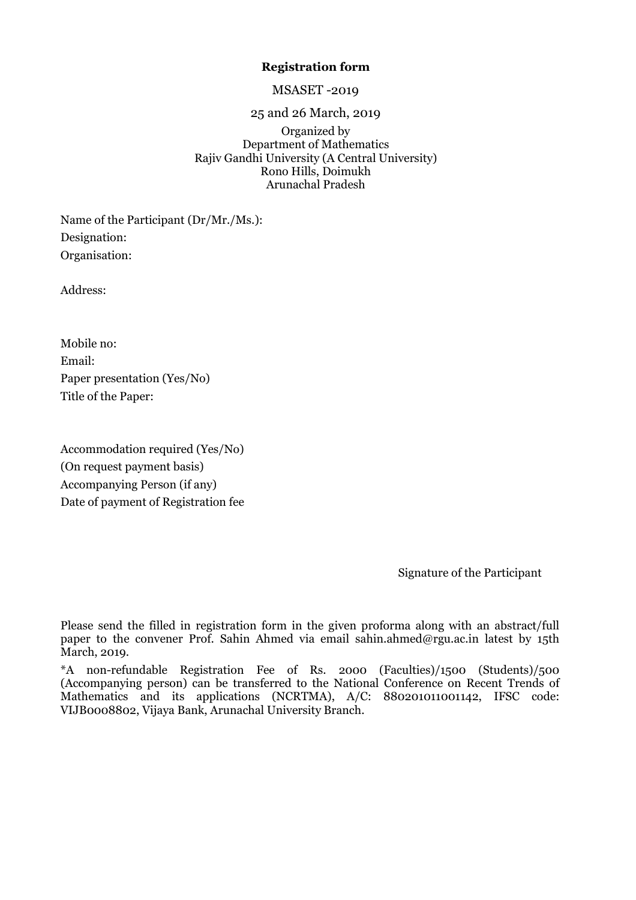**Registration form**

MSASET -2019

25 and 26 March, 2019

Organized by
Department of Mathematics
Rajiv Gandhi University (A Central University)
Rono Hills, Doimukh
Arunachal Pradesh

Name of the Participant (Dr/Mr./Ms.):
Designation:
Organisation:

Address:

Mobile no:
Email:
Paper presentation (Yes/No)
Title of the Paper:

Accommodation required (Yes/No)
(On request payment basis)
Accompanying Person (if any)
Date of payment of Registration fee

Signature of the Participant

Please send the filled in registration form in the given proforma along with an abstract/full paper to the convener Prof. Sahin Ahmed via email sahin.ahmed@rgu.ac.in latest by 15th March, 2019.

*A non-refundable Registration Fee of Rs. 2000 (Faculties)/1500 (Students)/500 (Accompanying person) can be transferred to the National Conference on Recent Trends of Mathematics and its applications (NCRTMA), A/C: 880201011001142, IFSC code: VIJB0008802, Vijaya Bank, Arunachal University Branch.